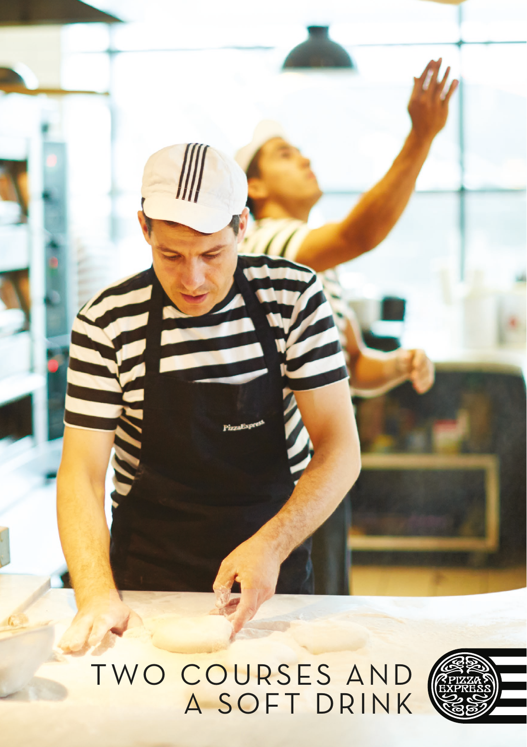# TWO COURSES AND A SOFT DRINK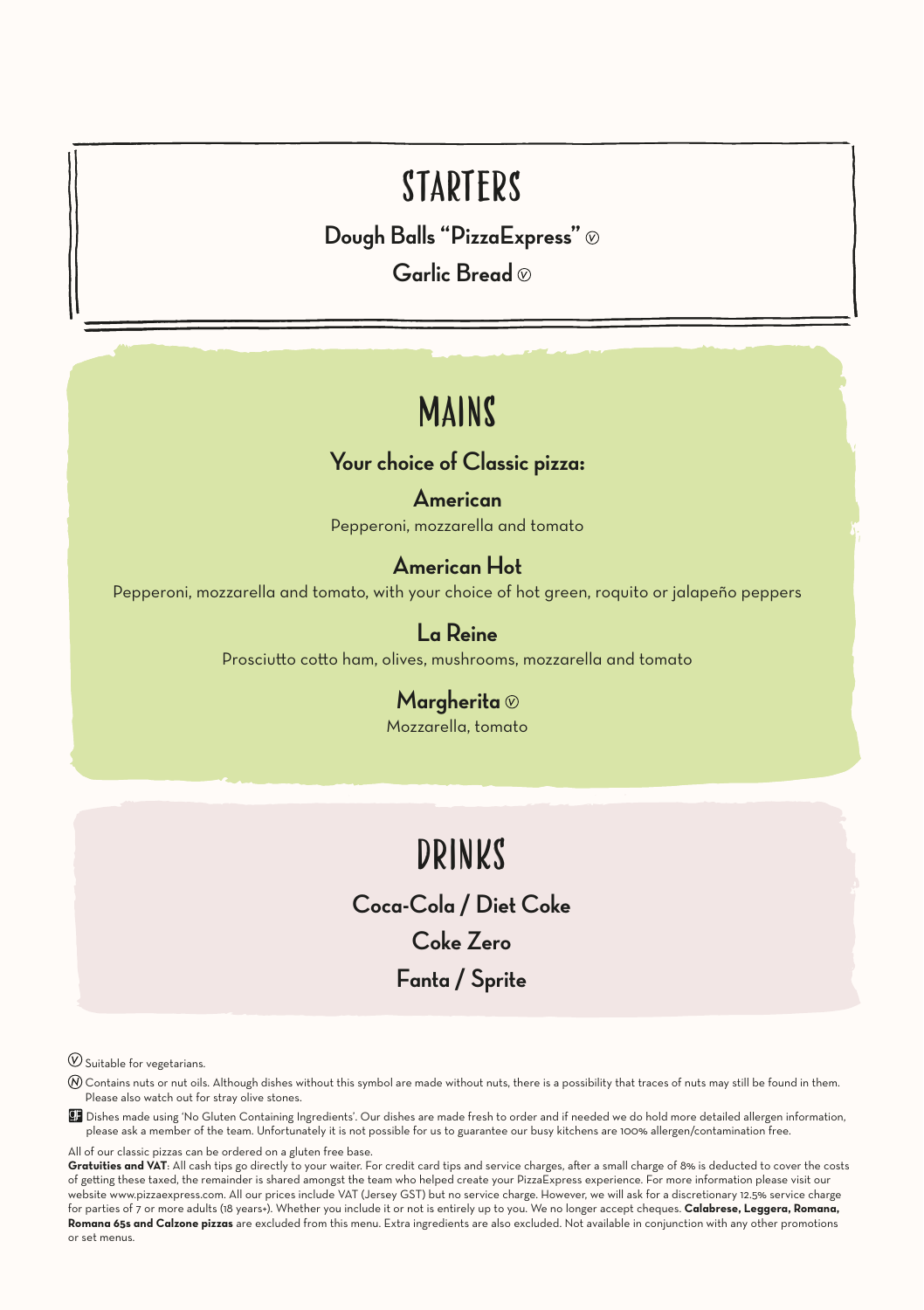# STARTERS

**Dough Balls "PizzaExpress"** Ⓥ

**Garlic Bread** Ⓥ

# MAINS

## Your choice of Classic pizza:

**American**
Pepperoni, mozzarella and tomato

**American Hot**
Pepperoni, mozzarella and tomato, with your choice of hot green, roquito or jalapeño peppers

**La Reine**
Prosciutto cotto ham, olives, mushrooms, mozzarella and tomato

**Margherita** Ⓥ
Mozzarella, tomato

# DRINKS

**Coca-Cola / Diet Coke**

**Coke Zero**

**Fanta / Sprite**

Ⓥ Suitable for vegetarians.

Ⓝ Contains nuts or nut oils. Although dishes without this symbol are made without nuts, there is a possibility that traces of nuts may still be found in them. Please also watch out for stray olive stones.

GF Dishes made using 'No Gluten Containing Ingredients'. Our dishes are made fresh to order and if needed we do hold more detailed allergen information, please ask a member of the team. Unfortunately it is not possible for us to guarantee our busy kitchens are 100% allergen/contamination free.

All of our classic pizzas can be ordered on a gluten free base.

**Gratuities and VAT**: All cash tips go directly to your waiter. For credit card tips and service charges, after a small charge of 8% is deducted to cover the costs of getting these taxed, the remainder is shared amongst the team who helped create your PizzaExpress experience. For more information please visit our website www.pizzaexpress.com. All our prices include VAT (Jersey GST) but no service charge. However, we will ask for a discretionary 12.5% service charge for parties of 7 or more adults (18 years+). Whether you include it or not is entirely up to you. We no longer accept cheques. **Calabrese, Leggera, Romana, Romana 65s and Calzone pizzas** are excluded from this menu. Extra ingredients are also excluded. Not available in conjunction with any other promotions or set menus.